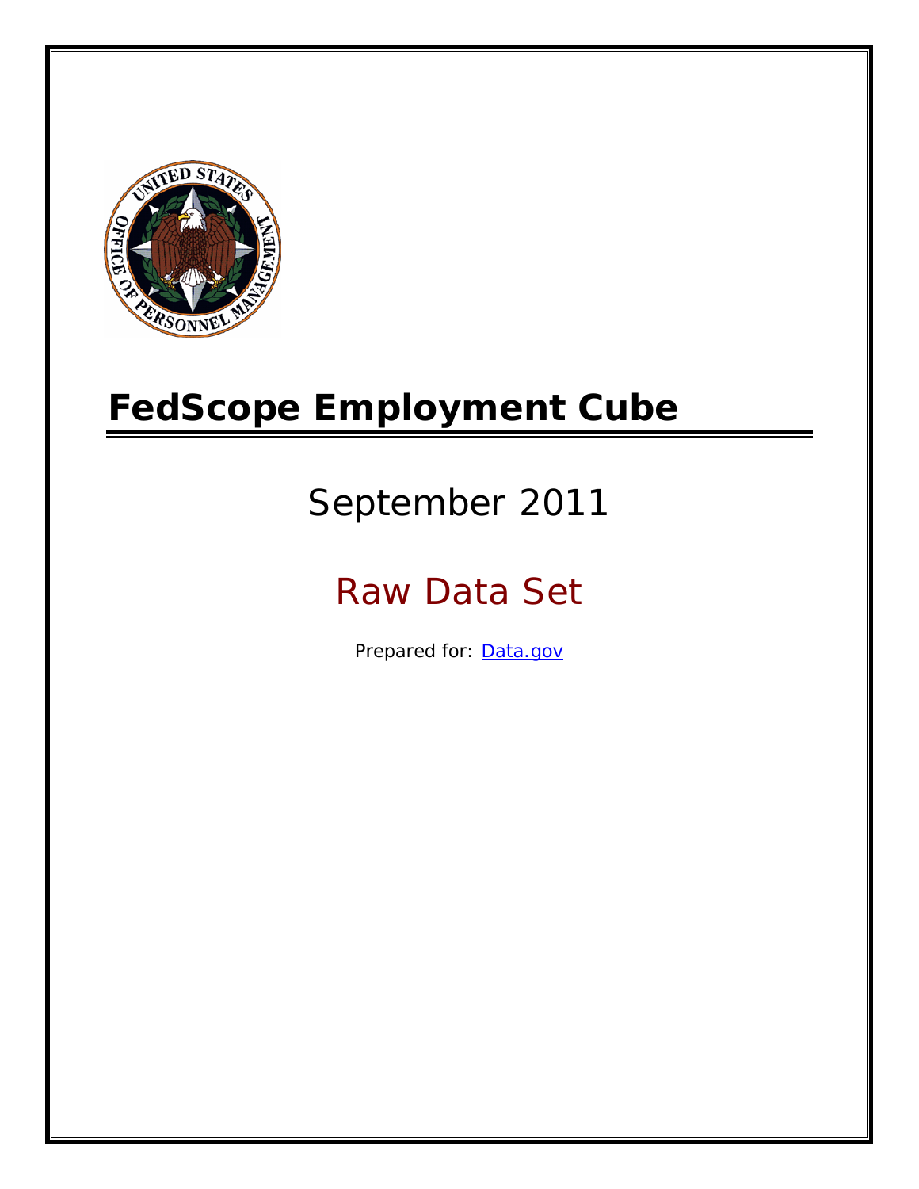# FedScope Employment Cube

September 2011

Raw Data Set

Prepared for: [Data.gov](http://www.data.gov)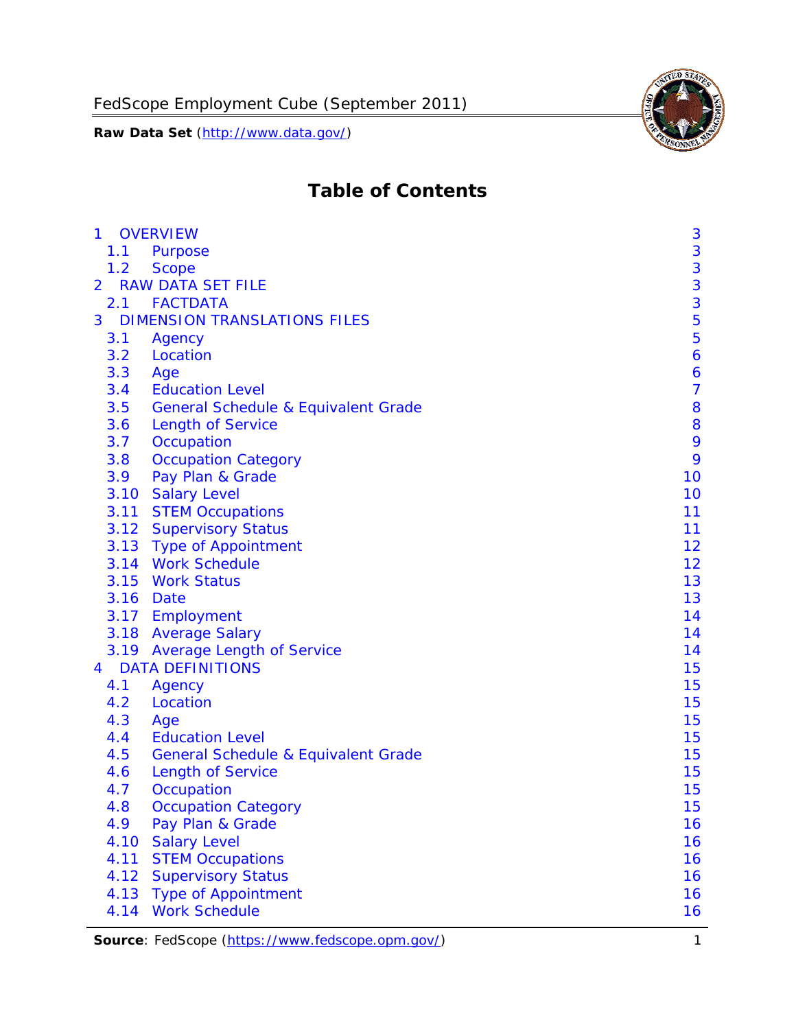# Table of Contents

| | | |
|---|---|---|
| 1 | OVERVIEW | 3 |
| 1.1 | Purpose | 3 |
| 1.2 | Scope | 3 |
| 2 | RAW DATA SET FILE | 3 |
| 2.1 | FACTDATA | 3 |
| 3 | DIMENSION TRANSLATIONS FILES | 5 |
| 3.1 | Agency | 5 |
| 3.2 | Location | 6 |
| 3.3 | Age | 6 |
| 3.4 | Education Level | 7 |
| 3.5 | General Schedule & Equivalent Grade | 8 |
| 3.6 | Length of Service | 8 |
| 3.7 | Occupation | 9 |
| 3.8 | Occupation Category | 9 |
| 3.9 | Pay Plan & Grade | 10 |
| 3.10 | Salary Level | 10 |
| 3.11 | STEM Occupations | 11 |
| 3.12 | Supervisory Status | 11 |
| 3.13 | Type of Appointment | 12 |
| 3.14 | Work Schedule | 12 |
| 3.15 | Work Status | 13 |
| 3.16 | Date | 13 |
| 3.17 | Employment | 14 |
| 3.18 | Average Salary | 14 |
| 3.19 | Average Length of Service | 14 |
| 4 | DATA DEFINITIONS | 15 |
| 4.1 | Agency | 15 |
| 4.2 | Location | 15 |
| 4.3 | Age | 15 |
| 4.4 | Education Level | 15 |
| 4.5 | General Schedule & Equivalent Grade | 15 |
| 4.6 | Length of Service | 15 |
| 4.7 | Occupation | 15 |
| 4.8 | Occupation Category | 15 |
| 4.9 | Pay Plan & Grade | 16 |
| 4.10 | Salary Level | 16 |
| 4.11 | STEM Occupations | 16 |
| 4.12 | Supervisory Status | 16 |
| 4.13 | Type of Appointment | 16 |
| 4.14 | Work Schedule | 16 |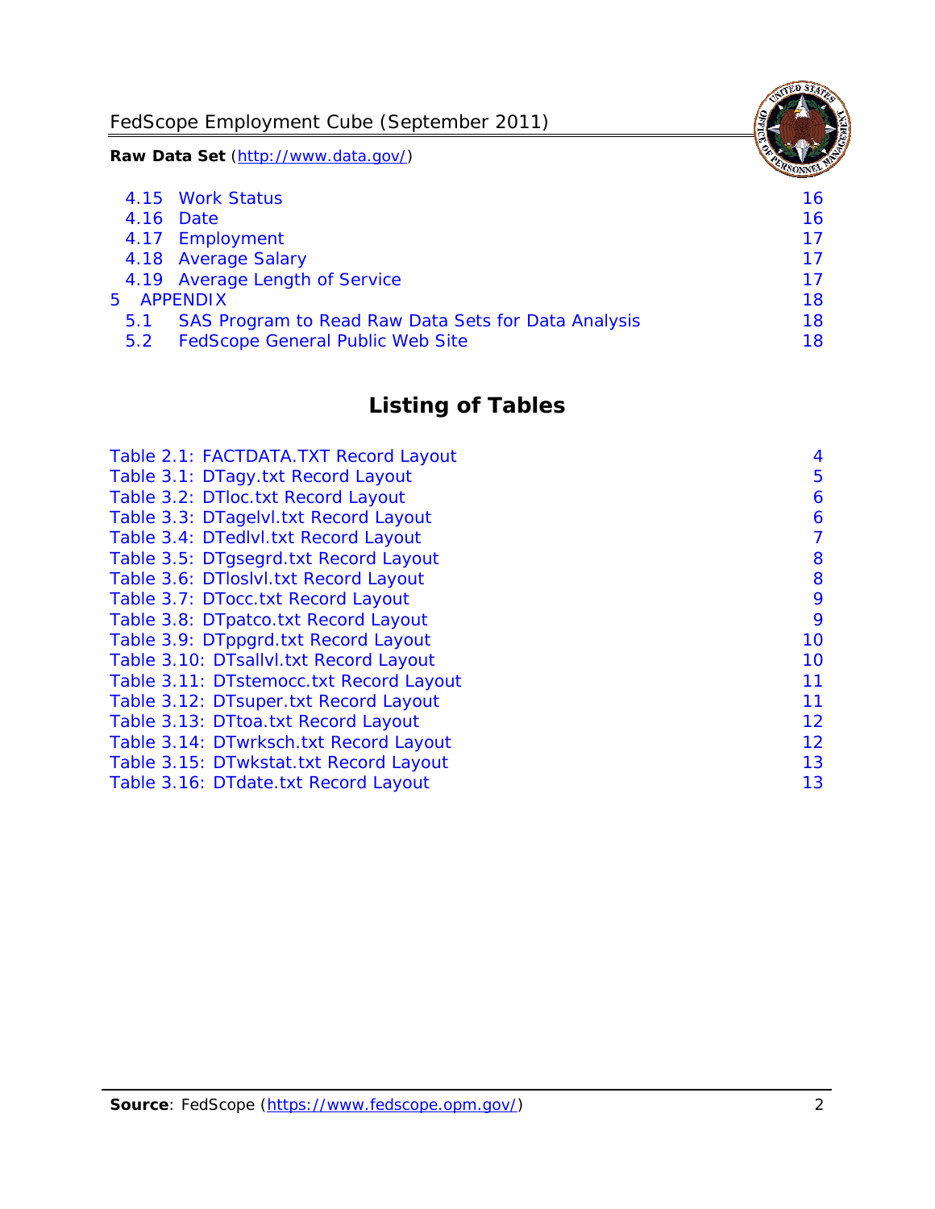4.15 Work Status 16
4.16 Date 16
4.17 Employment 17
4.18 Average Salary 17
4.19 Average Length of Service 17
5 APPENDIX 18
5.1 SAS Program to Read Raw Data Sets for Data Analysis 18
5.2 FedScope General Public Web Site 18

## Listing of Tables

Table 2.1: FACTDATA.TXT Record Layout 4
Table 3.1: DTagy.txt Record Layout 5
Table 3.2: DTloc.txt Record Layout 6
Table 3.3: DTagelvl.txt Record Layout 6
Table 3.4: DTedlvl.txt Record Layout 7
Table 3.5: DTgsegrd.txt Record Layout 8
Table 3.6: DTloslvl.txt Record Layout 8
Table 3.7: DTocc.txt Record Layout 9
Table 3.8: DTpatco.txt Record Layout 9
Table 3.9: DTppgrd.txt Record Layout 10
Table 3.10: DTsallvl.txt Record Layout 10
Table 3.11: DTstemocc.txt Record Layout 11
Table 3.12: DTsuper.txt Record Layout 11
Table 3.13: DTtoa.txt Record Layout 12
Table 3.14: DTwrksch.txt Record Layout 12
Table 3.15: DTwkstat.txt Record Layout 13
Table 3.16: DTdate.txt Record Layout 13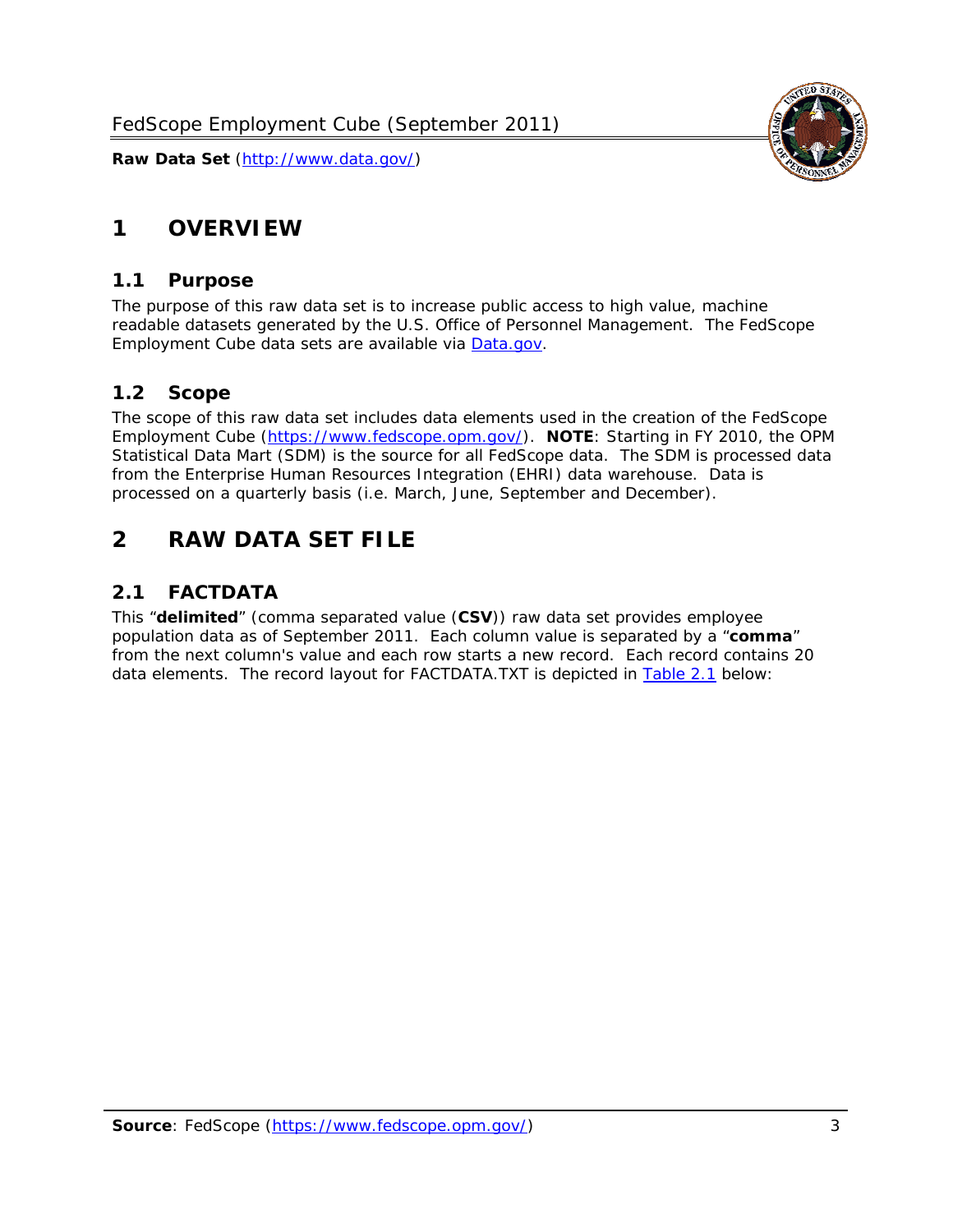# 1 OVERVIEW

## 1.1 Purpose

The purpose of this raw data set is to increase public access to high value, machine readable datasets generated by the U.S. Office of Personnel Management. The FedScope Employment Cube data sets are available via [Data.gov](http://www.data.gov/).

## 1.2 Scope

The scope of this raw data set includes data elements used in the creation of the FedScope Employment Cube ([https://www.fedscope.opm.gov/](https://www.fedscope.opm.gov/)). **NOTE**: Starting in FY 2010, the OPM Statistical Data Mart (SDM) is the source for all FedScope data. The SDM is processed data from the Enterprise Human Resources Integration (EHRI) data warehouse. Data is processed on a quarterly basis (i.e. March, June, September and December).

# 2 RAW DATA SET FILE

## 2.1 FACTDATA

This "**delimited**" (comma separated value (**CSV**)) raw data set provides employee population data as of September 2011. Each column value is separated by a "**comma**" from the next column's value and each row starts a new record. Each record contains 20 data elements. The record layout for FACTDATA.TXT is depicted in Table 2.1 below: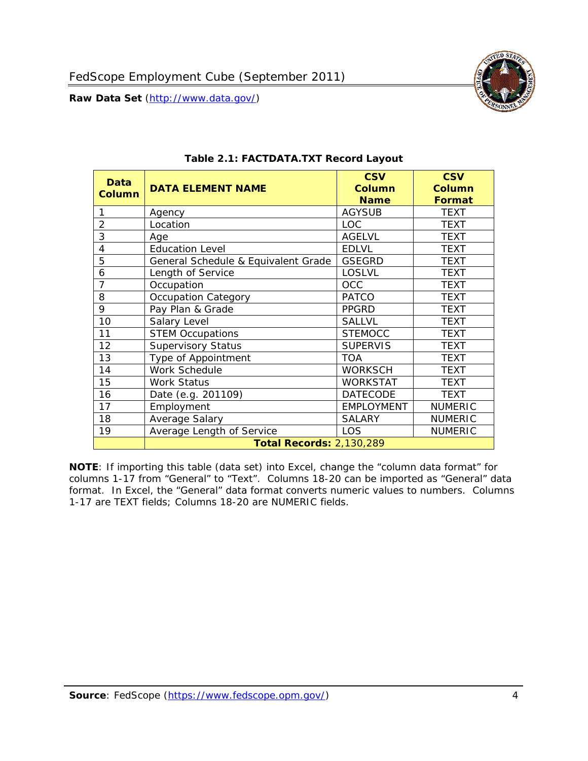## Table 2.1: FACTDATA.TXT Record Layout

| Data Column | DATA ELEMENT NAME | CSV Column Name | CSV Column Format |
|---|---|---|---|
| 1 | Agency | AGYSUB | TEXT |
| 2 | Location | LOC | TEXT |
| 3 | Age | AGELVL | TEXT |
| 4 | Education Level | EDLVL | TEXT |
| 5 | General Schedule & Equivalent Grade | GSEGRD | TEXT |
| 6 | Length of Service | LOSLVL | TEXT |
| 7 | Occupation | OCC | TEXT |
| 8 | Occupation Category | PATCO | TEXT |
| 9 | Pay Plan & Grade | PPGRD | TEXT |
| 10 | Salary Level | SALLVL | TEXT |
| 11 | STEM Occupations | STEMOCC | TEXT |
| 12 | Supervisory Status | SUPERVIS | TEXT |
| 13 | Type of Appointment | TOA | TEXT |
| 14 | Work Schedule | WORKSCH | TEXT |
| 15 | Work Status | WORKSTAT | TEXT |
| 16 | Date (e.g. 201109) | DATECODE | TEXT |
| 17 | Employment | EMPLOYMENT | NUMERIC |
| 18 | Average Salary | SALARY | NUMERIC |
| 19 | Average Length of Service | LOS | NUMERIC |
| | **Total Records:** 2,130,289 | | |

**NOTE**: If importing this table (data set) into Excel, change the "column data format" for columns 1-17 from "General" to "Text". Columns 18-20 can be imported as "General" data format. In Excel, the "General" data format converts numeric values to numbers. Columns 1-17 are TEXT fields; Columns 18-20 are NUMERIC fields.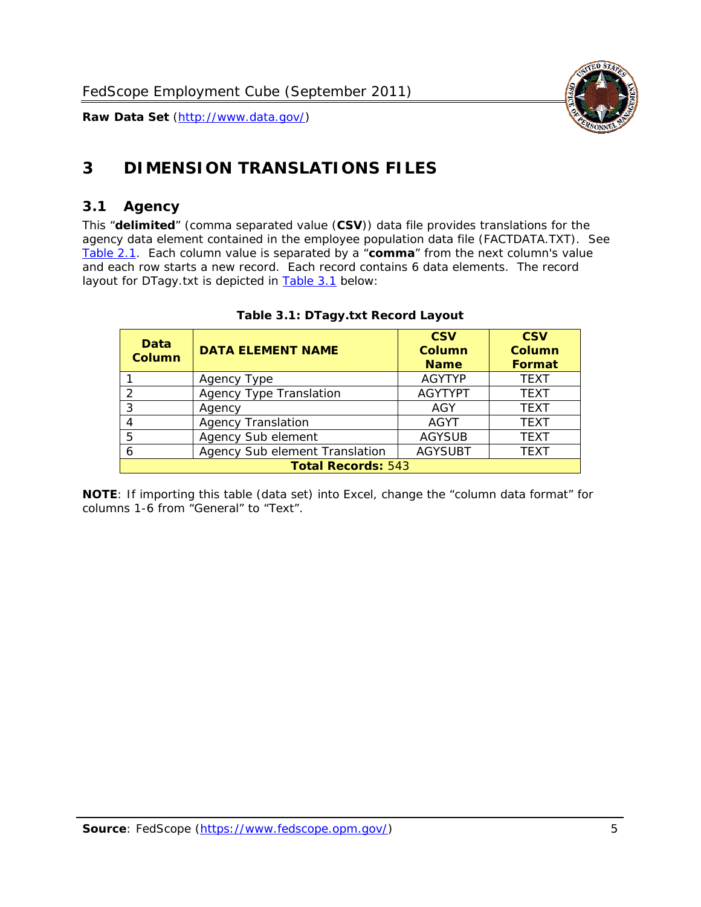# 3 DIMENSION TRANSLATIONS FILES

## 3.1 Agency

This "**delimited**" (comma separated value (**CSV**)) data file provides translations for the agency data element contained in the employee population data file (FACTDATA.TXT). See Table 2.1. Each column value is separated by a "**comma**" from the next column's value and each row starts a new record. Each record contains 6 data elements. The record layout for DTagy.txt is depicted in Table 3.1 below:

**Table 3.1: DTagy.txt Record Layout**

| Data Column | DATA ELEMENT NAME | CSV Column Name | CSV Column Format |
|---|---|---|---|
| 1 | Agency Type | AGYTYP | TEXT |
| 2 | Agency Type Translation | AGYTYPT | TEXT |
| 3 | Agency | AGY | TEXT |
| 4 | Agency Translation | AGYT | TEXT |
| 5 | Agency Sub element | AGYSUB | TEXT |
| 6 | Agency Sub element Translation | AGYSUBT | TEXT |
| **Total Records:** 543 | | | |

**NOTE**: If importing this table (data set) into Excel, change the "column data format" for columns 1-6 from "General" to "Text".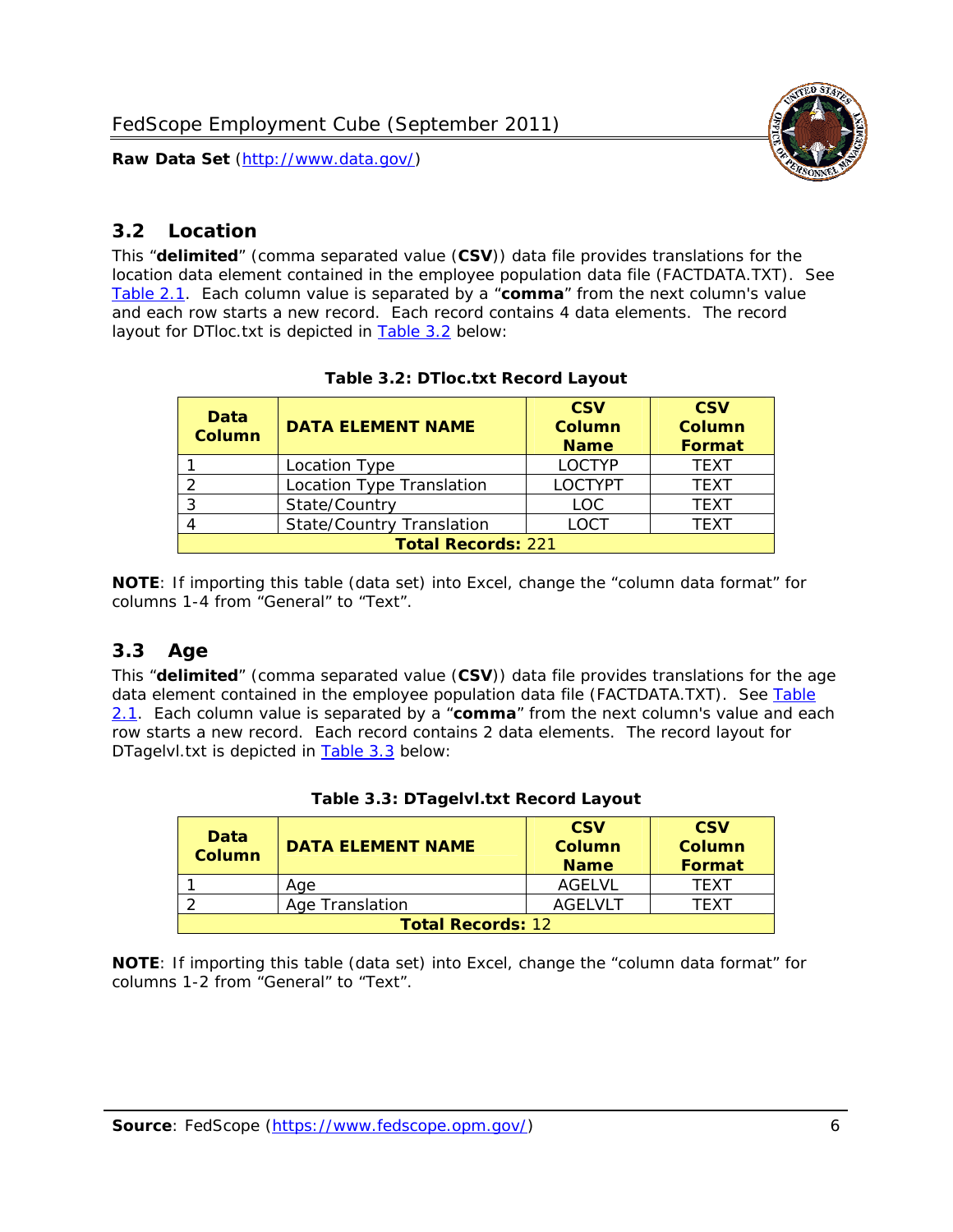## 3.2 Location

This "**delimited**" (comma separated value (**CSV**)) data file provides translations for the location data element contained in the employee population data file (FACTDATA.TXT). See Table 2.1. Each column value is separated by a "**comma**" from the next column's value and each row starts a new record. Each record contains 4 data elements. The record layout for DTloc.txt is depicted in Table 3.2 below:

**Table 3.2: DTloc.txt Record Layout**

| Data Column | DATA ELEMENT NAME | CSV Column Name | CSV Column Format |
|---|---|---|---|
| 1 | Location Type | LOCTYP | TEXT |
| 2 | Location Type Translation | LOCTYPT | TEXT |
| 3 | State/Country | LOC | TEXT |
| 4 | State/Country Translation | LOCT | TEXT |
| **Total Records:** 221 | | | |

**NOTE**: If importing this table (data set) into Excel, change the "column data format" for columns 1-4 from "General" to "Text".

## 3.3 Age

This "**delimited**" (comma separated value (**CSV**)) data file provides translations for the age data element contained in the employee population data file (FACTDATA.TXT). See Table 2.1. Each column value is separated by a "**comma**" from the next column's value and each row starts a new record. Each record contains 2 data elements. The record layout for DTagelvl.txt is depicted in Table 3.3 below:

**Table 3.3: DTagelvl.txt Record Layout**

| Data Column | DATA ELEMENT NAME | CSV Column Name | CSV Column Format |
|---|---|---|---|
| 1 | Age | AGELVL | TEXT |
| 2 | Age Translation | AGELVLT | TEXT |
| **Total Records:** 12 | | | |

**NOTE**: If importing this table (data set) into Excel, change the "column data format" for columns 1-2 from "General" to "Text".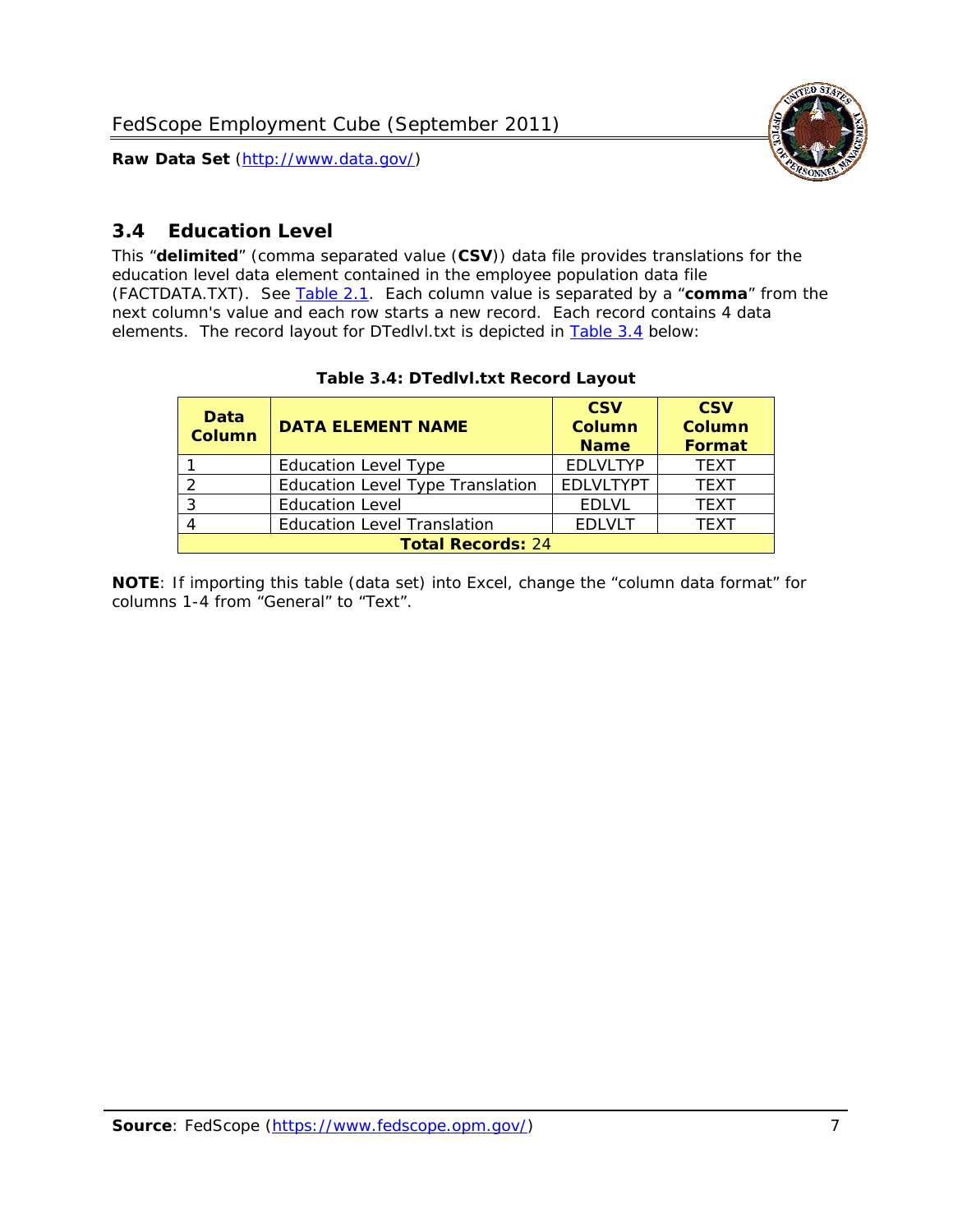## 3.4 Education Level

This "**delimited**" (comma separated value (**CSV**)) data file provides translations for the education level data element contained in the employee population data file (FACTDATA.TXT). See Table 2.1. Each column value is separated by a "**comma**" from the next column's value and each row starts a new record. Each record contains 4 data elements. The record layout for DTedlvl.txt is depicted in Table 3.4 below:

**Table 3.4: DTedlvl.txt Record Layout**

| Data Column | DATA ELEMENT NAME | CSV Column Name | CSV Column Format |
|---|---|---|---|
| 1 | Education Level Type | EDLVLTYP | TEXT |
| 2 | Education Level Type Translation | EDLVLTYPT | TEXT |
| 3 | Education Level | EDLVL | TEXT |
| 4 | Education Level Translation | EDLVLT | TEXT |
| **Total Records:** 24 | | | |

**NOTE**: If importing this table (data set) into Excel, change the "column data format" for columns 1-4 from "General" to "Text".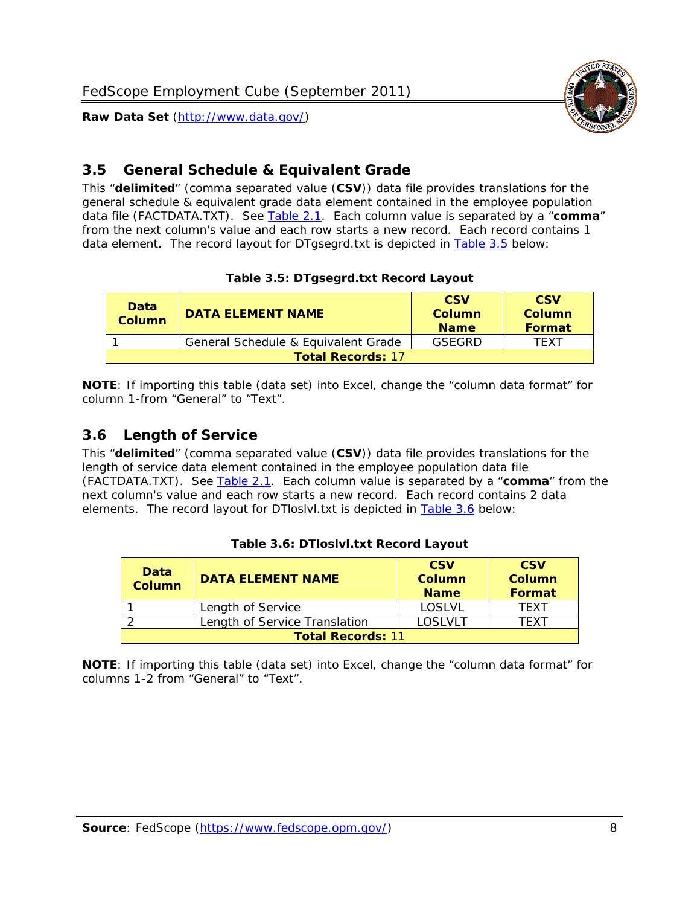## 3.5 General Schedule & Equivalent Grade

This "**delimited**" (comma separated value (**CSV**)) data file provides translations for the general schedule & equivalent grade data element contained in the employee population data file (FACTDATA.TXT). See Table 2.1. Each column value is separated by a "**comma**" from the next column's value and each row starts a new record. Each record contains 1 data element. The record layout for DTgsegrd.txt is depicted in Table 3.5 below:

**Table 3.5: DTgsegrd.txt Record Layout**

| Data Column | DATA ELEMENT NAME | CSV Column Name | CSV Column Format |
|---|---|---|---|
| 1 | General Schedule & Equivalent Grade | GSEGRD | TEXT |
| **Total Records:** 17 | | | |

**NOTE**: If importing this table (data set) into Excel, change the "column data format" for column 1-from "General" to "Text".

## 3.6 Length of Service

This "**delimited**" (comma separated value (**CSV**)) data file provides translations for the length of service data element contained in the employee population data file (FACTDATA.TXT). See Table 2.1. Each column value is separated by a "**comma**" from the next column's value and each row starts a new record. Each record contains 2 data elements. The record layout for DTloslvl.txt is depicted in Table 3.6 below:

**Table 3.6: DTloslvl.txt Record Layout**

| Data Column | DATA ELEMENT NAME | CSV Column Name | CSV Column Format |
|---|---|---|---|
| 1 | Length of Service | LOSLVL | TEXT |
| 2 | Length of Service Translation | LOSLVLT | TEXT |
| **Total Records:** 11 | | | |

**NOTE**: If importing this table (data set) into Excel, change the "column data format" for columns 1-2 from "General" to "Text".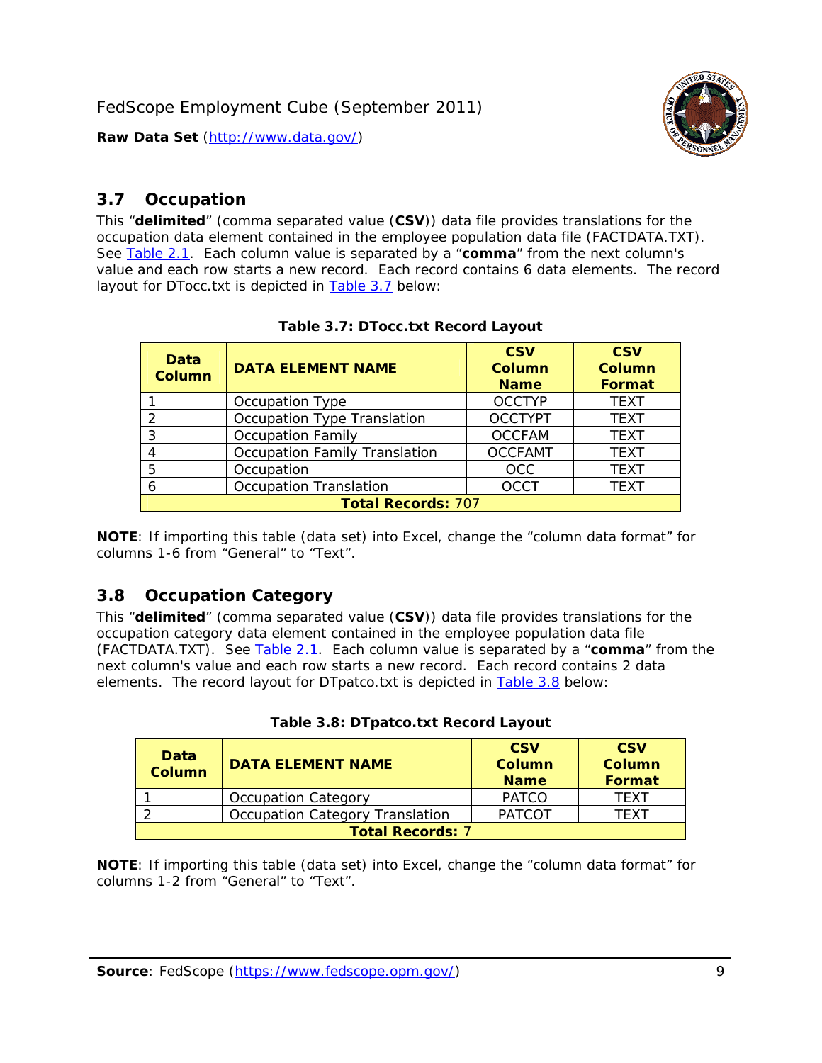## 3.7 Occupation

This "**delimited**" (comma separated value (**CSV**)) data file provides translations for the occupation data element contained in the employee population data file (FACTDATA.TXT). See Table 2.1. Each column value is separated by a "**comma**" from the next column's value and each row starts a new record. Each record contains 6 data elements. The record layout for DTocc.txt is depicted in Table 3.7 below:

**Table 3.7: DTocc.txt Record Layout**

| Data Column | DATA ELEMENT NAME | CSV Column Name | CSV Column Format |
|---|---|---|---|
| 1 | Occupation Type | OCCTYP | TEXT |
| 2 | Occupation Type Translation | OCCTYPT | TEXT |
| 3 | Occupation Family | OCCFAM | TEXT |
| 4 | Occupation Family Translation | OCCFAMT | TEXT |
| 5 | Occupation | OCC | TEXT |
| 6 | Occupation Translation | OCCT | TEXT |
| **Total Records:** 707 | | | |

**NOTE**: If importing this table (data set) into Excel, change the "column data format" for columns 1-6 from "General" to "Text".

## 3.8 Occupation Category

This "**delimited**" (comma separated value (**CSV**)) data file provides translations for the occupation category data element contained in the employee population data file (FACTDATA.TXT). See Table 2.1. Each column value is separated by a "**comma**" from the next column's value and each row starts a new record. Each record contains 2 data elements. The record layout for DTpatco.txt is depicted in Table 3.8 below:

**Table 3.8: DTpatco.txt Record Layout**

| Data Column | DATA ELEMENT NAME | CSV Column Name | CSV Column Format |
|---|---|---|---|
| 1 | Occupation Category | PATCO | TEXT |
| 2 | Occupation Category Translation | PATCOT | TEXT |
| **Total Records:** 7 | | | |

**NOTE**: If importing this table (data set) into Excel, change the "column data format" for columns 1-2 from "General" to "Text".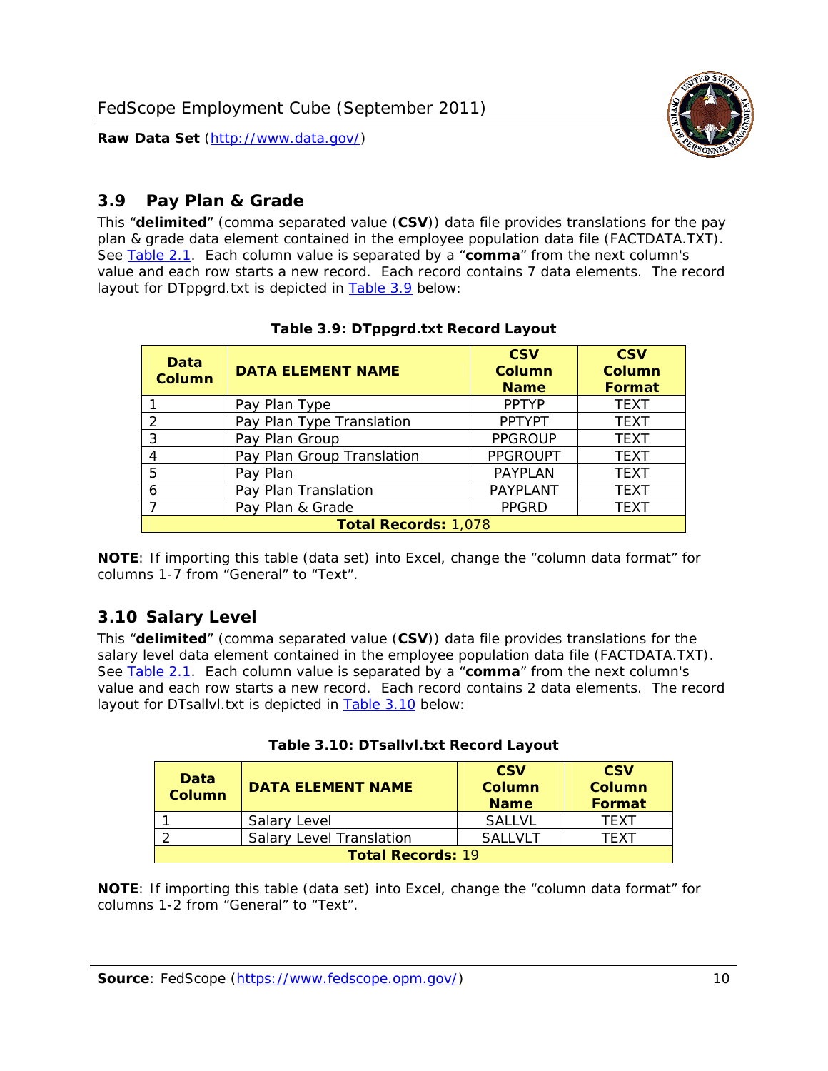## 3.9 Pay Plan & Grade

This "**delimited**" (comma separated value (**CSV**)) data file provides translations for the pay plan & grade data element contained in the employee population data file (FACTDATA.TXT). See Table 2.1. Each column value is separated by a "**comma**" from the next column's value and each row starts a new record. Each record contains 7 data elements. The record layout for DTppgrd.txt is depicted in Table 3.9 below:

**Table 3.9: DTppgrd.txt Record Layout**

| Data Column | DATA ELEMENT NAME | CSV Column Name | CSV Column Format |
|---|---|---|---|
| 1 | Pay Plan Type | PPTYP | TEXT |
| 2 | Pay Plan Type Translation | PPTYPT | TEXT |
| 3 | Pay Plan Group | PPGROUP | TEXT |
| 4 | Pay Plan Group Translation | PPGROUPT | TEXT |
| 5 | Pay Plan | PAYPLAN | TEXT |
| 6 | Pay Plan Translation | PAYPLANT | TEXT |
| 7 | Pay Plan & Grade | PPGRD | TEXT |
| **Total Records:** 1,078 | | | |

**NOTE**: If importing this table (data set) into Excel, change the "column data format" for columns 1-7 from "General" to "Text".

## 3.10 Salary Level

This "**delimited**" (comma separated value (**CSV**)) data file provides translations for the salary level data element contained in the employee population data file (FACTDATA.TXT). See Table 2.1. Each column value is separated by a "**comma**" from the next column's value and each row starts a new record. Each record contains 2 data elements. The record layout for DTsallvl.txt is depicted in Table 3.10 below:

**Table 3.10: DTsallvl.txt Record Layout**

| Data Column | DATA ELEMENT NAME | CSV Column Name | CSV Column Format |
|---|---|---|---|
| 1 | Salary Level | SALLVL | TEXT |
| 2 | Salary Level Translation | SALLVLT | TEXT |
| **Total Records:** 19 | | | |

**NOTE**: If importing this table (data set) into Excel, change the "column data format" for columns 1-2 from "General" to "Text".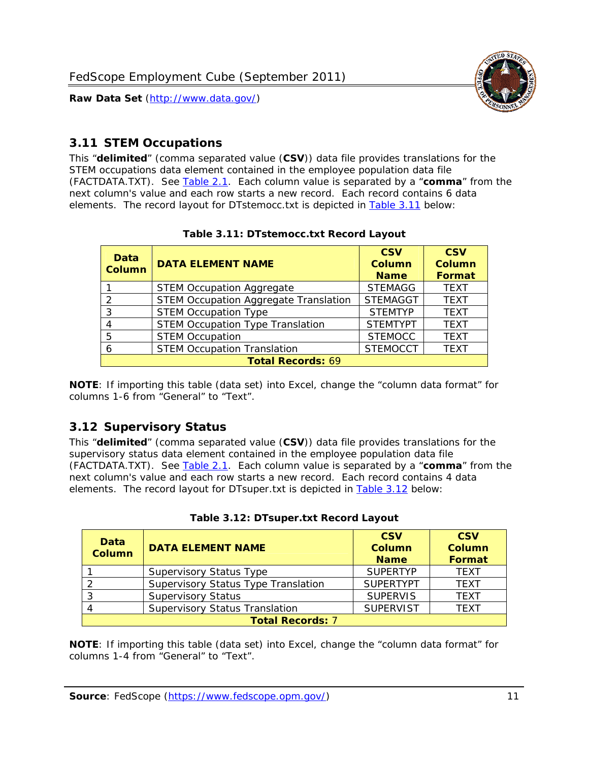## 3.11 STEM Occupations

This "**delimited**" (comma separated value (**CSV**)) data file provides translations for the STEM occupations data element contained in the employee population data file (FACTDATA.TXT). See Table 2.1. Each column value is separated by a "**comma**" from the next column's value and each row starts a new record. Each record contains 6 data elements. The record layout for DTstemocc.txt is depicted in Table 3.11 below:

**Table 3.11: DTstemocc.txt Record Layout**

| Data Column | DATA ELEMENT NAME | CSV Column Name | CSV Column Format |
|---|---|---|---|
| 1 | STEM Occupation Aggregate | STEMAGG | TEXT |
| 2 | STEM Occupation Aggregate Translation | STEMAGGT | TEXT |
| 3 | STEM Occupation Type | STEMTYP | TEXT |
| 4 | STEM Occupation Type Translation | STEMTYPT | TEXT |
| 5 | STEM Occupation | STEMOCC | TEXT |
| 6 | STEM Occupation Translation | STEMOCCT | TEXT |
| **Total Records:** 69 | | | |

**NOTE**: If importing this table (data set) into Excel, change the "column data format" for columns 1-6 from "General" to "Text".

## 3.12 Supervisory Status

This "**delimited**" (comma separated value (**CSV**)) data file provides translations for the supervisory status data element contained in the employee population data file (FACTDATA.TXT). See Table 2.1. Each column value is separated by a "**comma**" from the next column's value and each row starts a new record. Each record contains 4 data elements. The record layout for DTsuper.txt is depicted in Table 3.12 below:

**Table 3.12: DTsuper.txt Record Layout**

| Data Column | DATA ELEMENT NAME | CSV Column Name | CSV Column Format |
|---|---|---|---|
| 1 | Supervisory Status Type | SUPERTYP | TEXT |
| 2 | Supervisory Status Type Translation | SUPERTYPT | TEXT |
| 3 | Supervisory Status | SUPERVIS | TEXT |
| 4 | Supervisory Status Translation | SUPERVIST | TEXT |
| **Total Records:** 7 | | | |

**NOTE**: If importing this table (data set) into Excel, change the "column data format" for columns 1-4 from "General" to "Text".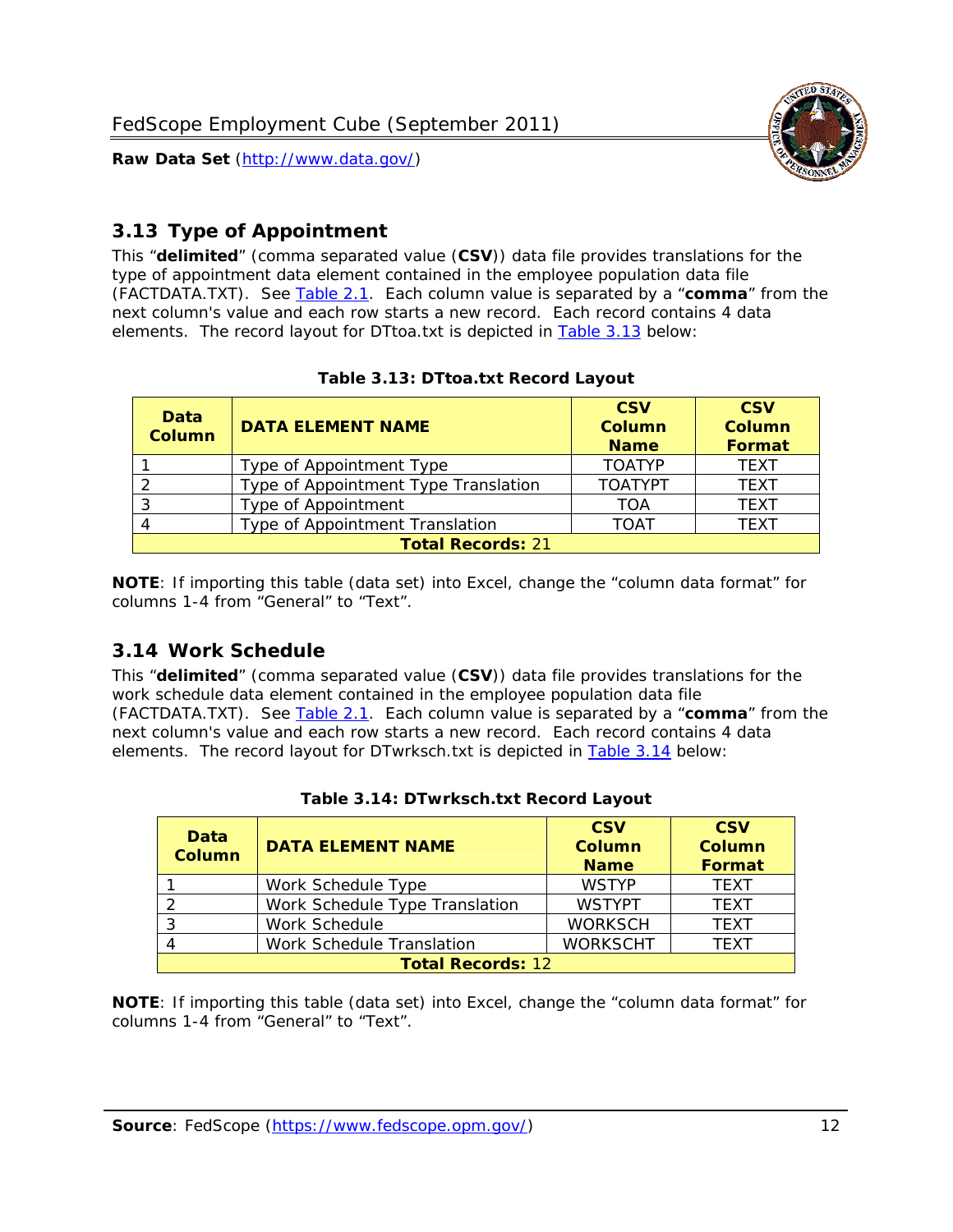## 3.13 Type of Appointment

This "**delimited**" (comma separated value (**CSV**)) data file provides translations for the type of appointment data element contained in the employee population data file (FACTDATA.TXT). See Table 2.1. Each column value is separated by a "**comma**" from the next column's value and each row starts a new record. Each record contains 4 data elements. The record layout for DTtoa.txt is depicted in Table 3.13 below:

**Table 3.13: DTtoa.txt Record Layout**

| Data Column | DATA ELEMENT NAME | CSV Column Name | CSV Column Format |
|---|---|---|---|
| 1 | Type of Appointment Type | TOATYP | TEXT |
| 2 | Type of Appointment Type Translation | TOATYPT | TEXT |
| 3 | Type of Appointment | TOA | TEXT |
| 4 | Type of Appointment Translation | TOAT | TEXT |
| **Total Records:** 21 | | | |

**NOTE**: If importing this table (data set) into Excel, change the "column data format" for columns 1-4 from "General" to "Text".

## 3.14 Work Schedule

This "**delimited**" (comma separated value (**CSV**)) data file provides translations for the work schedule data element contained in the employee population data file (FACTDATA.TXT). See Table 2.1. Each column value is separated by a "**comma**" from the next column's value and each row starts a new record. Each record contains 4 data elements. The record layout for DTwrksch.txt is depicted in Table 3.14 below:

**Table 3.14: DTwrksch.txt Record Layout**

| Data Column | DATA ELEMENT NAME | CSV Column Name | CSV Column Format |
|---|---|---|---|
| 1 | Work Schedule Type | WSTYP | TEXT |
| 2 | Work Schedule Type Translation | WSTYPT | TEXT |
| 3 | Work Schedule | WORKSCH | TEXT |
| 4 | Work Schedule Translation | WORKSCHT | TEXT |
| **Total Records:** 12 | | | |

**NOTE**: If importing this table (data set) into Excel, change the "column data format" for columns 1-4 from "General" to "Text".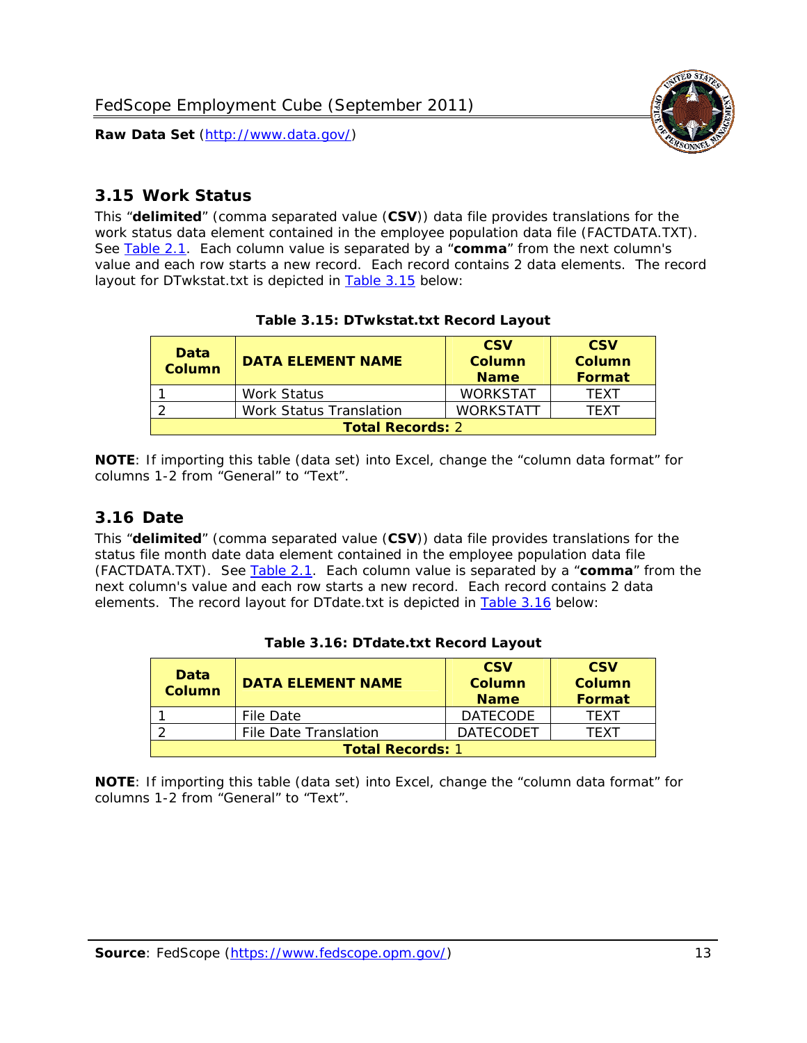## 3.15 Work Status

This "**delimited**" (comma separated value (**CSV**)) data file provides translations for the work status data element contained in the employee population data file (FACTDATA.TXT). See Table 2.1. Each column value is separated by a "**comma**" from the next column's value and each row starts a new record. Each record contains 2 data elements. The record layout for DTwkstat.txt is depicted in Table 3.15 below:

**Table 3.15: DTwkstat.txt Record Layout**

| Data Column | DATA ELEMENT NAME | CSV Column Name | CSV Column Format |
|---|---|---|---|
| 1 | Work Status | WORKSTAT | TEXT |
| 2 | Work Status Translation | WORKSTATT | TEXT |
| **Total Records:** 2 | | | |

**NOTE**: If importing this table (data set) into Excel, change the "column data format" for columns 1-2 from "General" to "Text".

## 3.16 Date

This "**delimited**" (comma separated value (**CSV**)) data file provides translations for the status file month date data element contained in the employee population data file (FACTDATA.TXT). See Table 2.1. Each column value is separated by a "**comma**" from the next column's value and each row starts a new record. Each record contains 2 data elements. The record layout for DTdate.txt is depicted in Table 3.16 below:

**Table 3.16: DTdate.txt Record Layout**

| Data Column | DATA ELEMENT NAME | CSV Column Name | CSV Column Format |
|---|---|---|---|
| 1 | File Date | DATECODE | TEXT |
| 2 | File Date Translation | DATECODET | TEXT |
| **Total Records:** 1 | | | |

**NOTE**: If importing this table (data set) into Excel, change the "column data format" for columns 1-2 from "General" to "Text".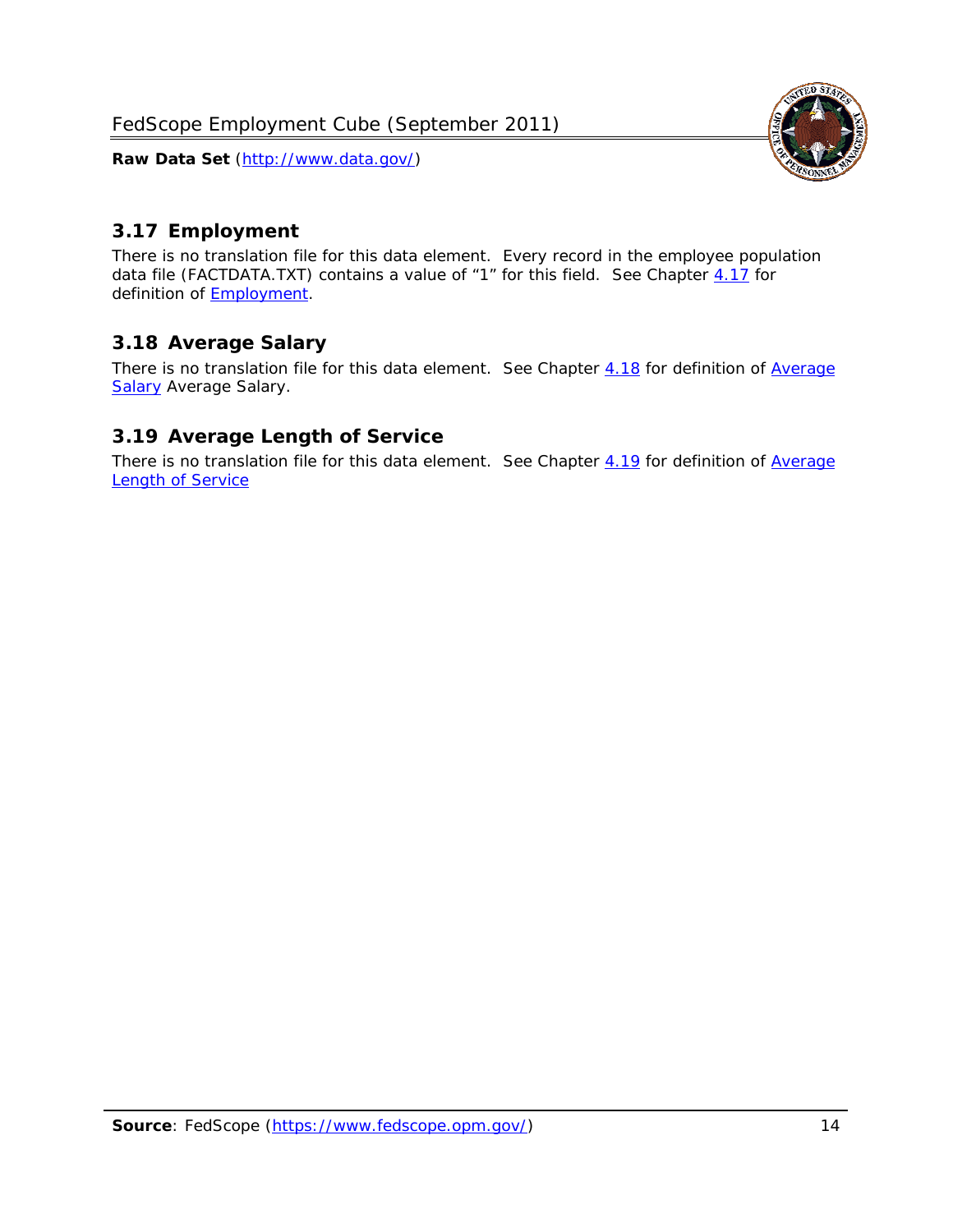## 3.17 Employment

There is no translation file for this data element. Every record in the employee population data file (FACTDATA.TXT) contains a value of "1" for this field. See Chapter 4.17 for definition of Employment.

## 3.18 Average Salary

There is no translation file for this data element. See Chapter 4.18 for definition of Average Salary Average Salary.

## 3.19 Average Length of Service

There is no translation file for this data element. See Chapter 4.19 for definition of Average Length of Service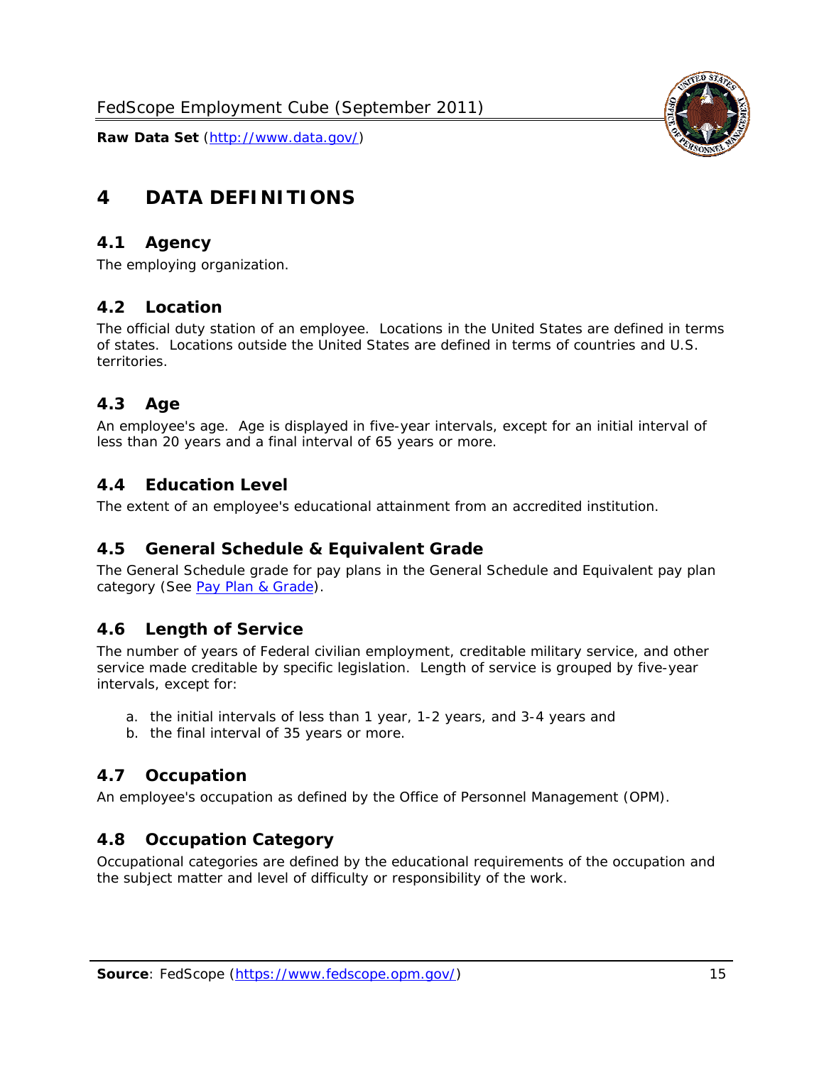# 4 DATA DEFINITIONS

## 4.1 Agency

The employing organization.

## 4.2 Location

The official duty station of an employee. Locations in the United States are defined in terms of states. Locations outside the United States are defined in terms of countries and U.S. territories.

## 4.3 Age

An employee's age. Age is displayed in five-year intervals, except for an initial interval of less than 20 years and a final interval of 65 years or more.

## 4.4 Education Level

The extent of an employee's educational attainment from an accredited institution.

## 4.5 General Schedule & Equivalent Grade

The General Schedule grade for pay plans in the General Schedule and Equivalent pay plan category (See Pay Plan & Grade).

## 4.6 Length of Service

The number of years of Federal civilian employment, creditable military service, and other service made creditable by specific legislation. Length of service is grouped by five-year intervals, except for:

a. the initial intervals of less than 1 year, 1-2 years, and 3-4 years and
b. the final interval of 35 years or more.

## 4.7 Occupation

An employee's occupation as defined by the Office of Personnel Management (OPM).

## 4.8 Occupation Category

Occupational categories are defined by the educational requirements of the occupation and the subject matter and level of difficulty or responsibility of the work.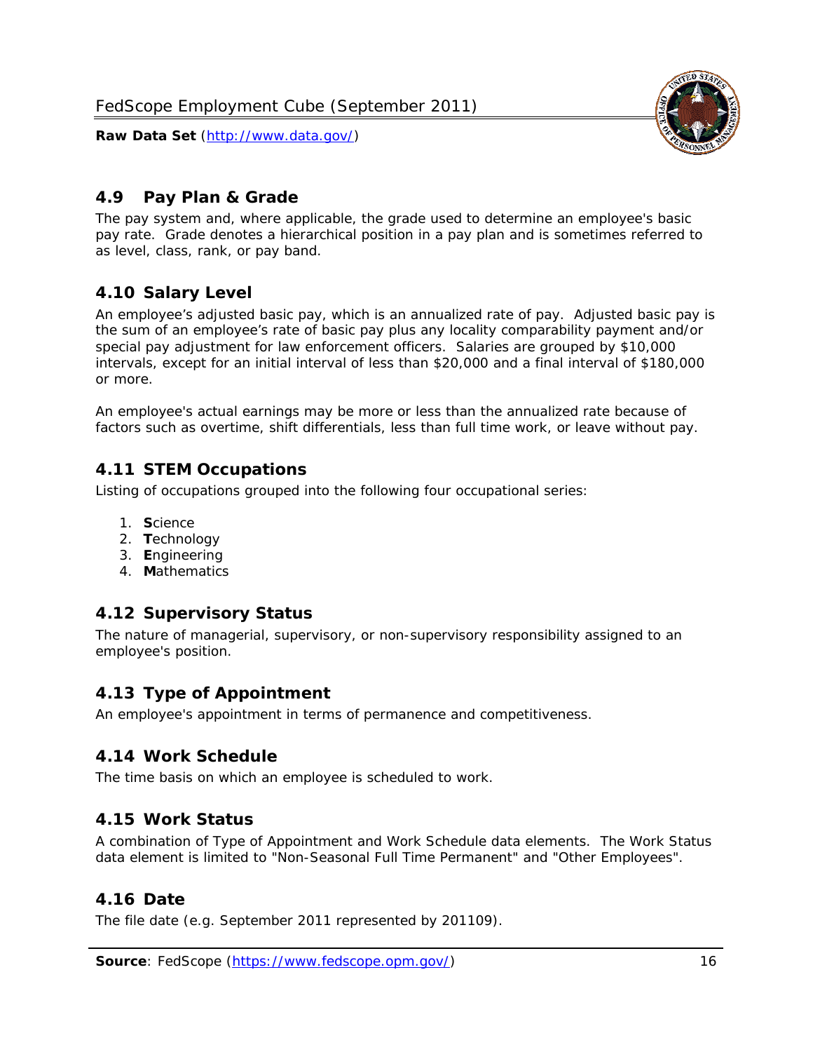## 4.9 Pay Plan & Grade

The pay system and, where applicable, the grade used to determine an employee's basic pay rate. Grade denotes a hierarchical position in a pay plan and is sometimes referred to as level, class, rank, or pay band.

## 4.10 Salary Level

An employee's adjusted basic pay, which is an annualized rate of pay. Adjusted basic pay is the sum of an employee's rate of basic pay plus any locality comparability payment and/or special pay adjustment for law enforcement officers. Salaries are grouped by $10,000 intervals, except for an initial interval of less than $20,000 and a final interval of $180,000 or more.

An employee's actual earnings may be more or less than the annualized rate because of factors such as overtime, shift differentials, less than full time work, or leave without pay.

## 4.11 STEM Occupations

Listing of occupations grouped into the following four occupational series:

1. **S**cience
2. **T**echnology
3. **E**ngineering
4. **M**athematics

## 4.12 Supervisory Status

The nature of managerial, supervisory, or non-supervisory responsibility assigned to an employee's position.

## 4.13 Type of Appointment

An employee's appointment in terms of permanence and competitiveness.

## 4.14 Work Schedule

The time basis on which an employee is scheduled to work.

## 4.15 Work Status

A combination of Type of Appointment and Work Schedule data elements. The Work Status data element is limited to "Non-Seasonal Full Time Permanent" and "Other Employees".

## 4.16 Date

The file date (e.g. September 2011 represented by 201109).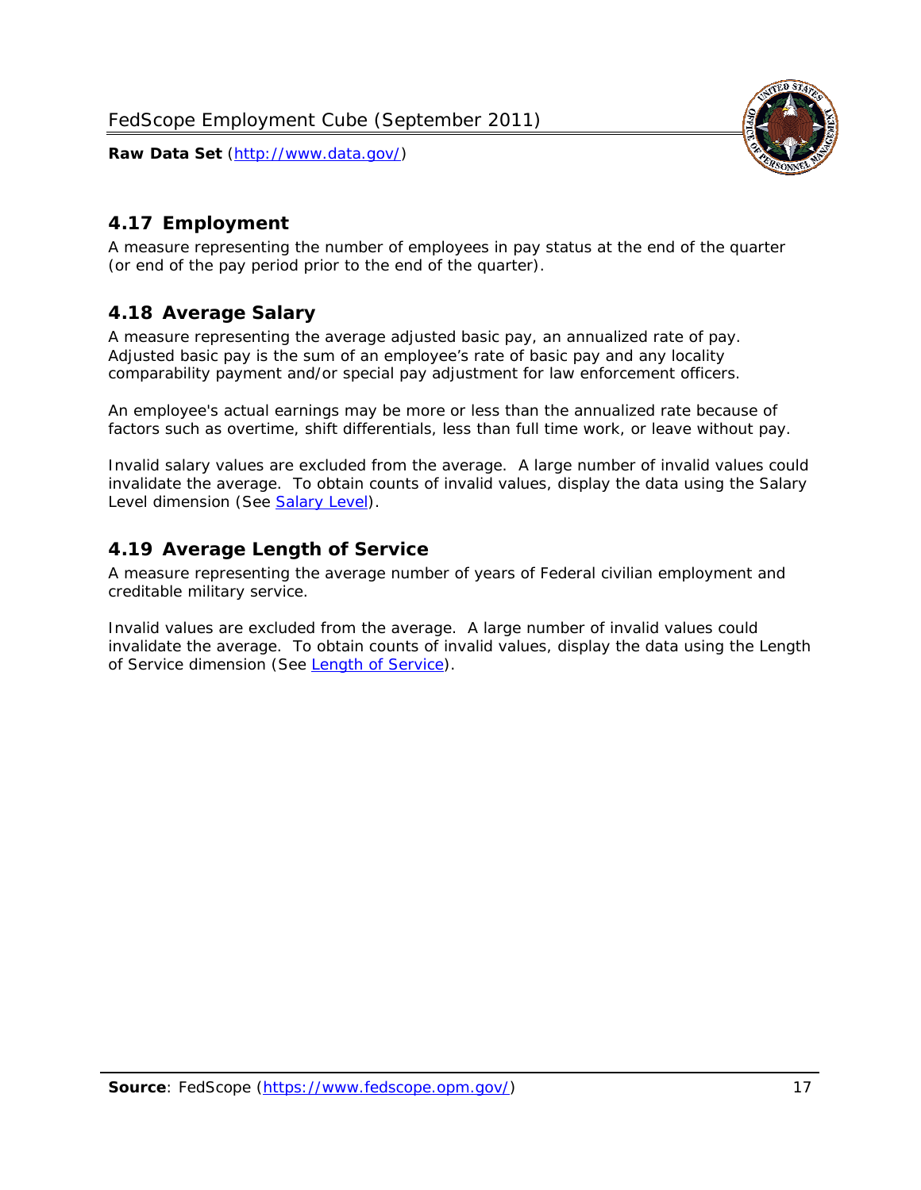## 4.17 Employment

A measure representing the number of employees in pay status at the end of the quarter (or end of the pay period prior to the end of the quarter).

## 4.18 Average Salary

A measure representing the average adjusted basic pay, an annualized rate of pay. Adjusted basic pay is the sum of an employee's rate of basic pay and any locality comparability payment and/or special pay adjustment for law enforcement officers.

An employee's actual earnings may be more or less than the annualized rate because of factors such as overtime, shift differentials, less than full time work, or leave without pay.

Invalid salary values are excluded from the average. A large number of invalid values could invalidate the average. To obtain counts of invalid values, display the data using the Salary Level dimension (See Salary Level).

## 4.19 Average Length of Service

A measure representing the average number of years of Federal civilian employment and creditable military service.

Invalid values are excluded from the average. A large number of invalid values could invalidate the average. To obtain counts of invalid values, display the data using the Length of Service dimension (See Length of Service).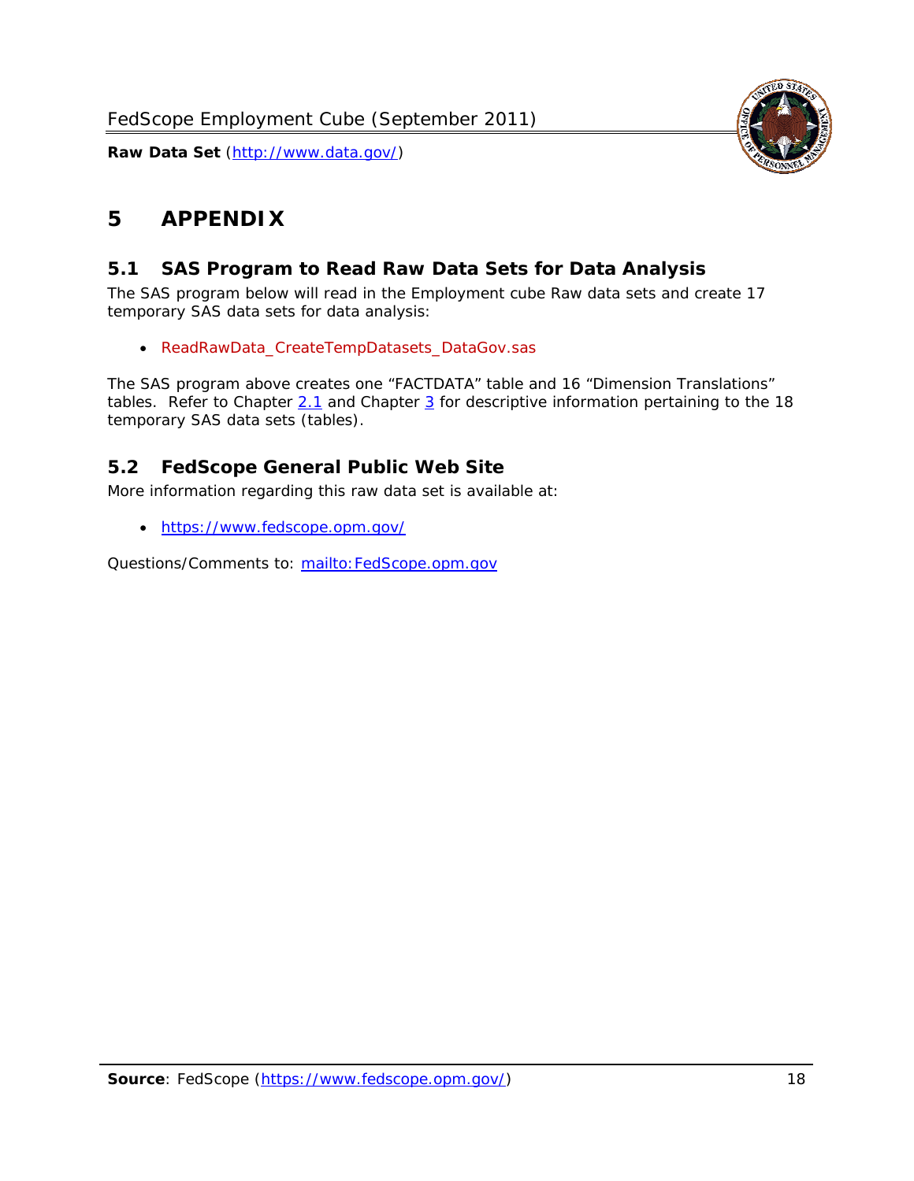# 5 APPENDIX

## 5.1 SAS Program to Read Raw Data Sets for Data Analysis

The SAS program below will read in the Employment cube Raw data sets and create 17 temporary SAS data sets for data analysis:

- ReadRawData_CreateTempDatasets_DataGov.sas

The SAS program above creates one "FACTDATA" table and 16 "Dimension Translations" tables. Refer to Chapter 2.1 and Chapter 3 for descriptive information pertaining to the 18 temporary SAS data sets (tables).

## 5.2 FedScope General Public Web Site

More information regarding this raw data set is available at:

- https://www.fedscope.opm.gov/

Questions/Comments to: mailto:FedScope.opm.gov